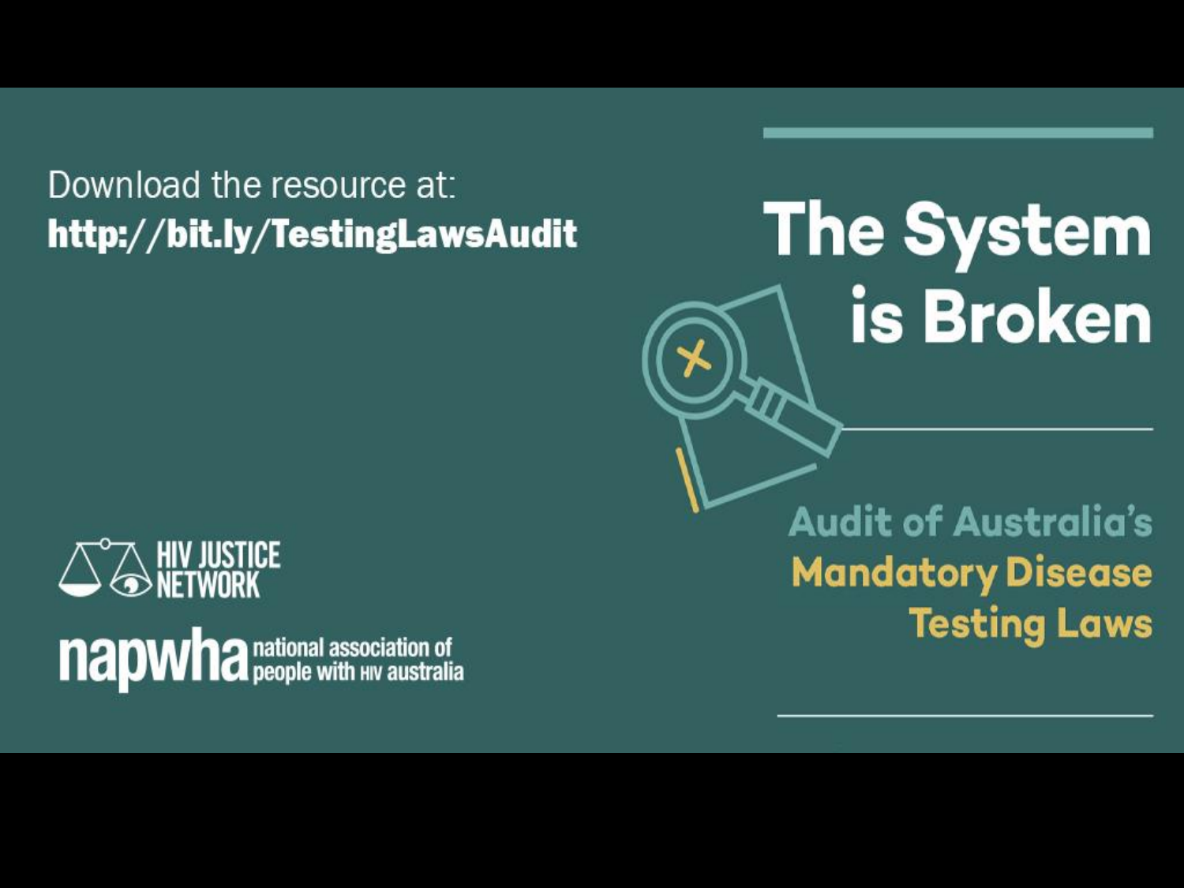# The System is Broken

## Audit of Australia's Mandatory Disease Testing Laws

Download the resource at:
**http://bit.ly/TestingLawsAudit**

HIV JUSTICE NETWORK

napwha national association of people with HIV australia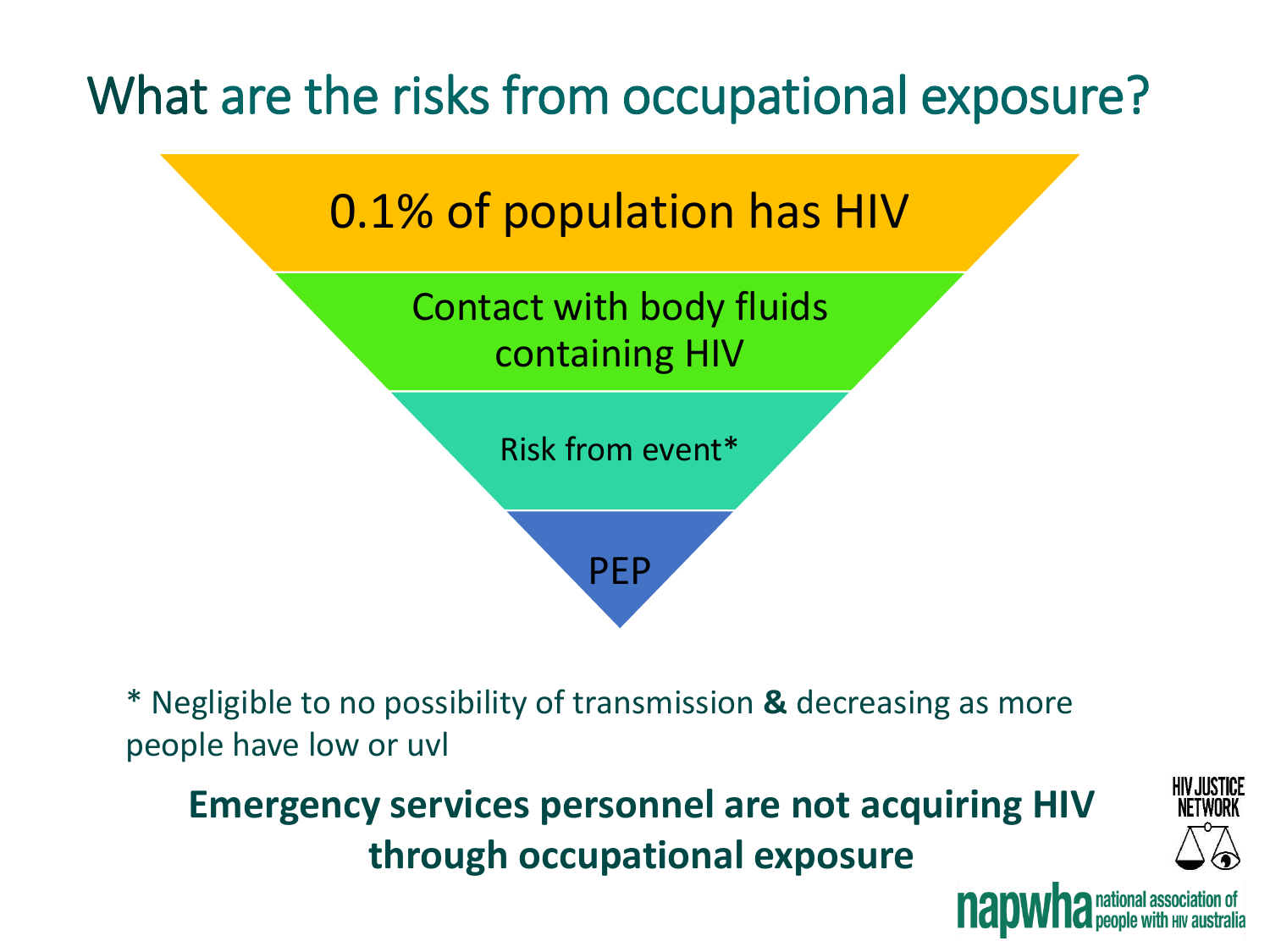# What are the risks from occupational exposure?

- 0.1% of population has HIV
- Contact with body fluids containing HIV
- Risk from event*
- PEP

* Negligible to no possibility of transmission **&** decreasing as more people have low or uvl

**Emergency services personnel are not acquiring HIV through occupational exposure**

HIV JUSTICE NETWORK

napwha national association of people with HIV australia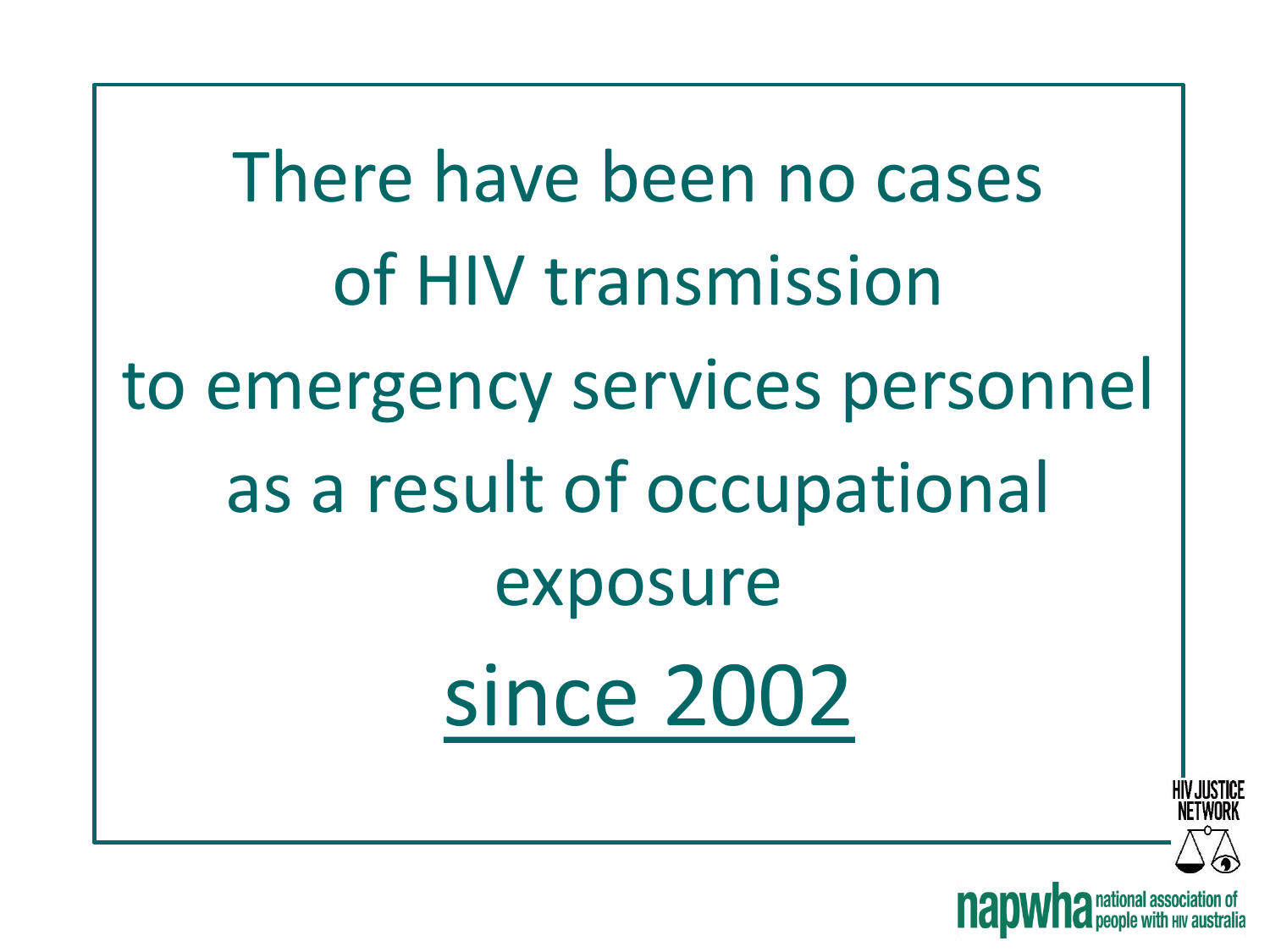There have been no cases of HIV transmission to emergency services personnel as a result of occupational exposure

<u>since 2002</u>

HIV JUSTICE NETWORK

napwha national association of people with HIV australia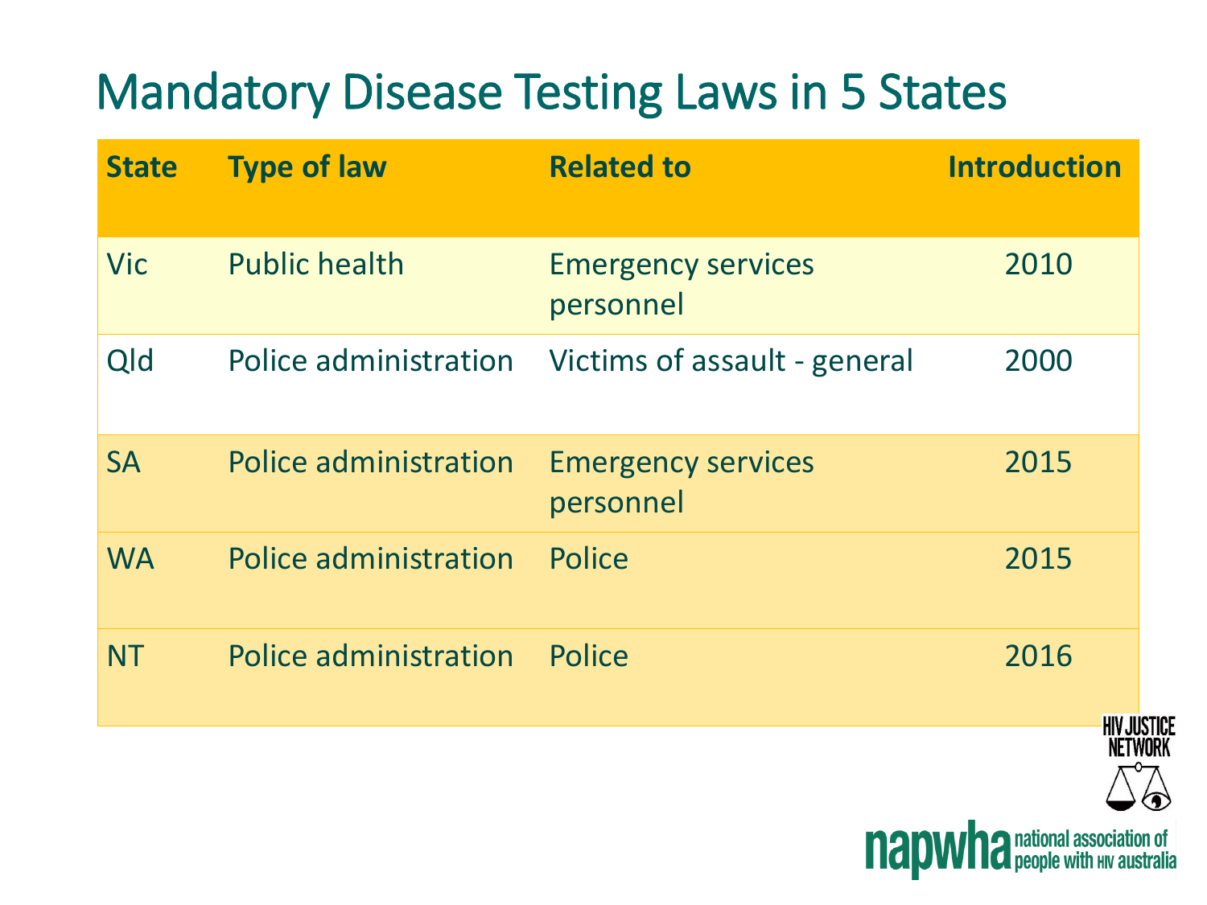# Mandatory Disease Testing Laws in 5 States

| State | Type of law | Related to | Introduction |
|---|---|---|---|
| Vic | Public health | Emergency services personnel | 2010 |
| Qld | Police administration | Victims of assault - general | 2000 |
| SA | Police administration | Emergency services personnel | 2015 |
| WA | Police administration | Police | 2015 |
| NT | Police administration | Police | 2016 |

HIV JUSTICE NETWORK

napwha national association of people with HIV australia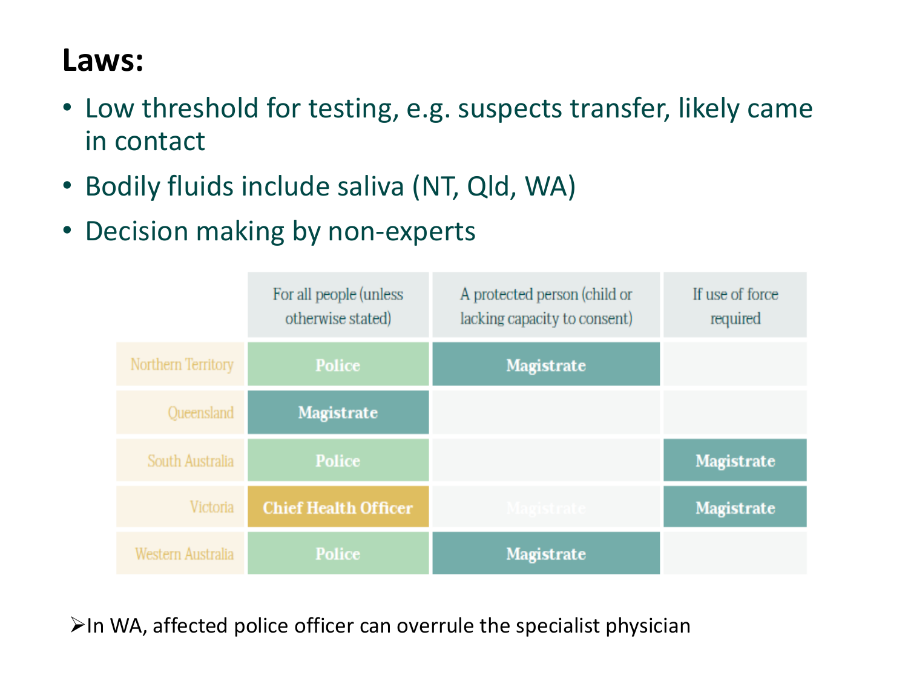## Laws:

- Low threshold for testing, e.g. suspects transfer, likely came in contact
- Bodily fluids include saliva (NT, Qld, WA)
- Decision making by non-experts

| | For all people (unless otherwise stated) | A protected person (child or lacking capacity to consent) | If use of force required |
|---|---|---|---|
| Northern Territory | Police | Magistrate | |
| Queensland | Magistrate | | |
| South Australia | Police | | Magistrate |
| Victoria | Chief Health Officer | Magistrate | Magistrate |
| Western Australia | Police | Magistrate | |

➢In WA, affected police officer can overrule the specialist physician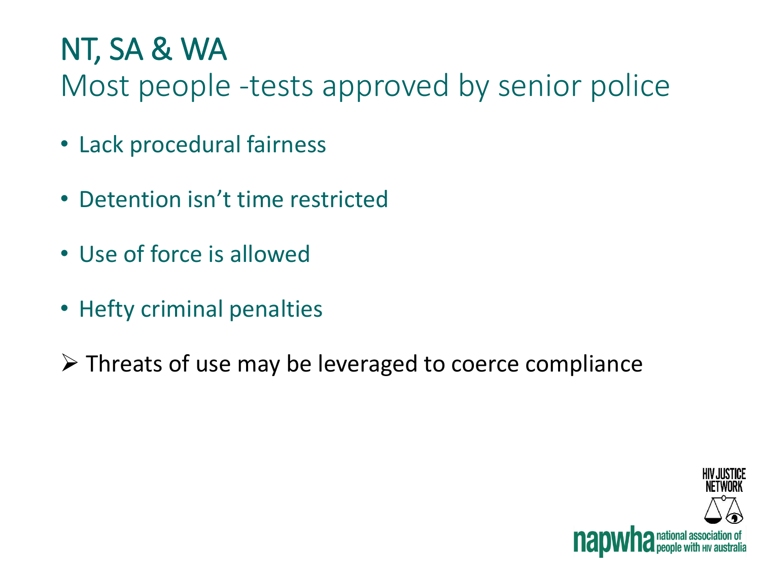# NT, SA & WA

## Most people -tests approved by senior police

- Lack procedural fairness
- Detention isn't time restricted
- Use of force is allowed
- Hefty criminal penalties

➢ Threats of use may be leveraged to coerce compliance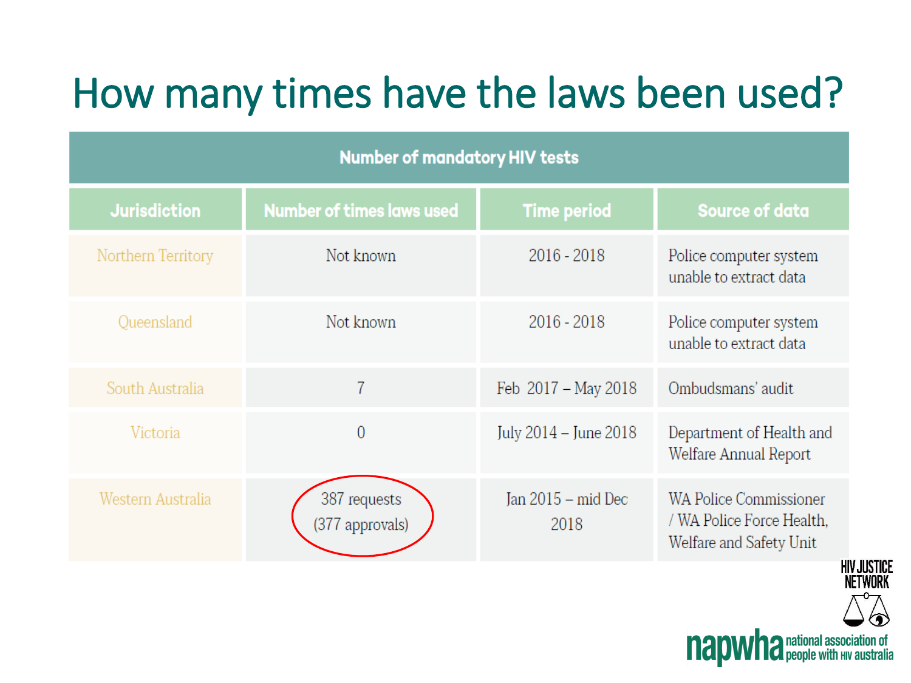# How many times have the laws been used?

| Number of mandatory HIV tests | | | |
|---|---|---|---|
| **Jurisdiction** | **Number of times laws used** | **Time period** | **Source of data** |
| Northern Territory | Not known | 2016 - 2018 | Police computer system unable to extract data |
| Queensland | Not known | 2016 - 2018 | Police computer system unable to extract data |
| South Australia | 7 | Feb 2017 – May 2018 | Ombudsmans' audit |
| Victoria | 0 | July 2014 – June 2018 | Department of Health and Welfare Annual Report |
| Western Australia | 387 requests (377 approvals) | Jan 2015 – mid Dec 2018 | WA Police Commissioner / WA Police Force Health, Welfare and Safety Unit |

HIV JUSTICE NETWORK

napwha national association of people with HIV australia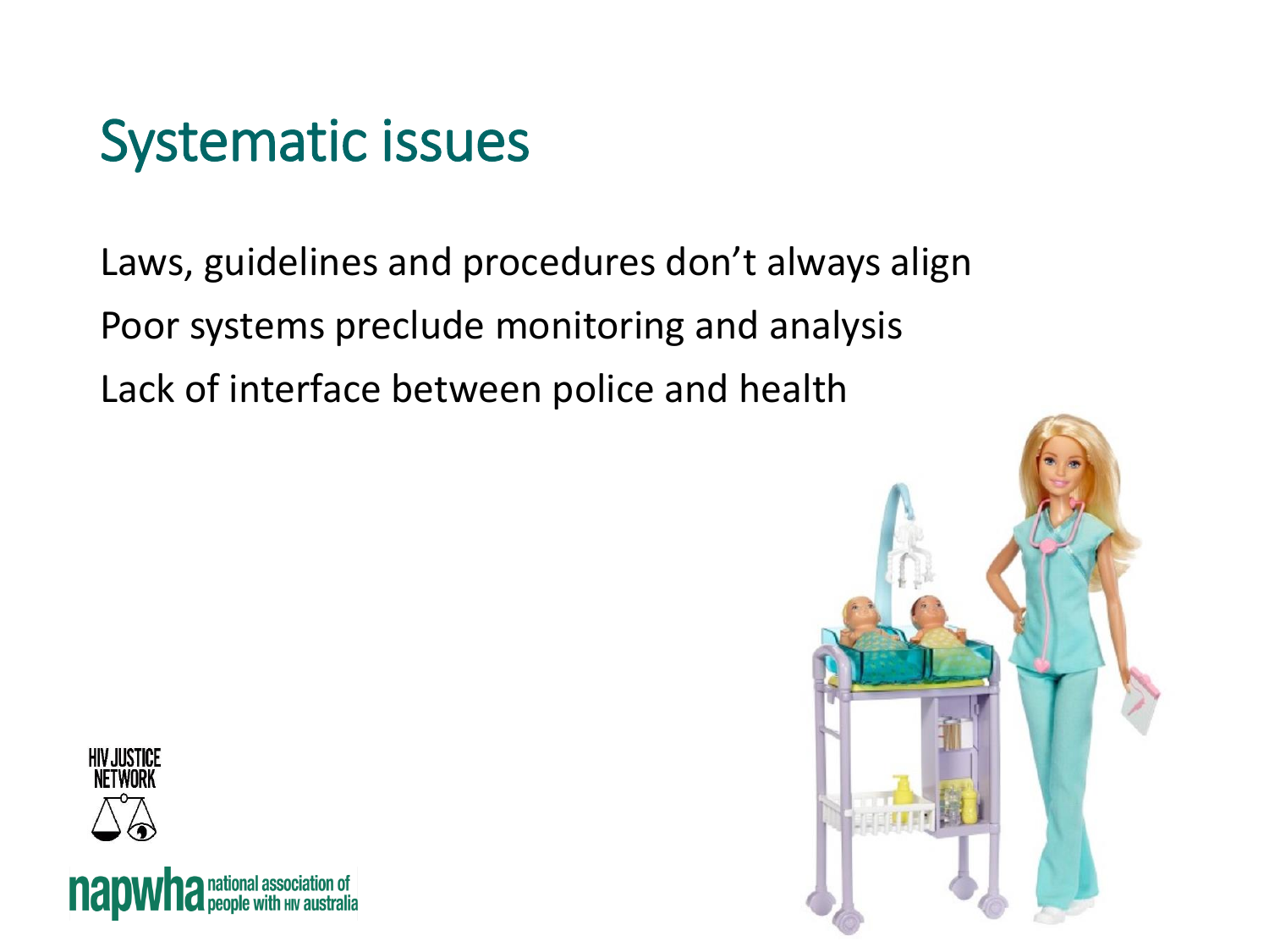# Systematic issues

Laws, guidelines and procedures don't always align

Poor systems preclude monitoring and analysis

Lack of interface between police and health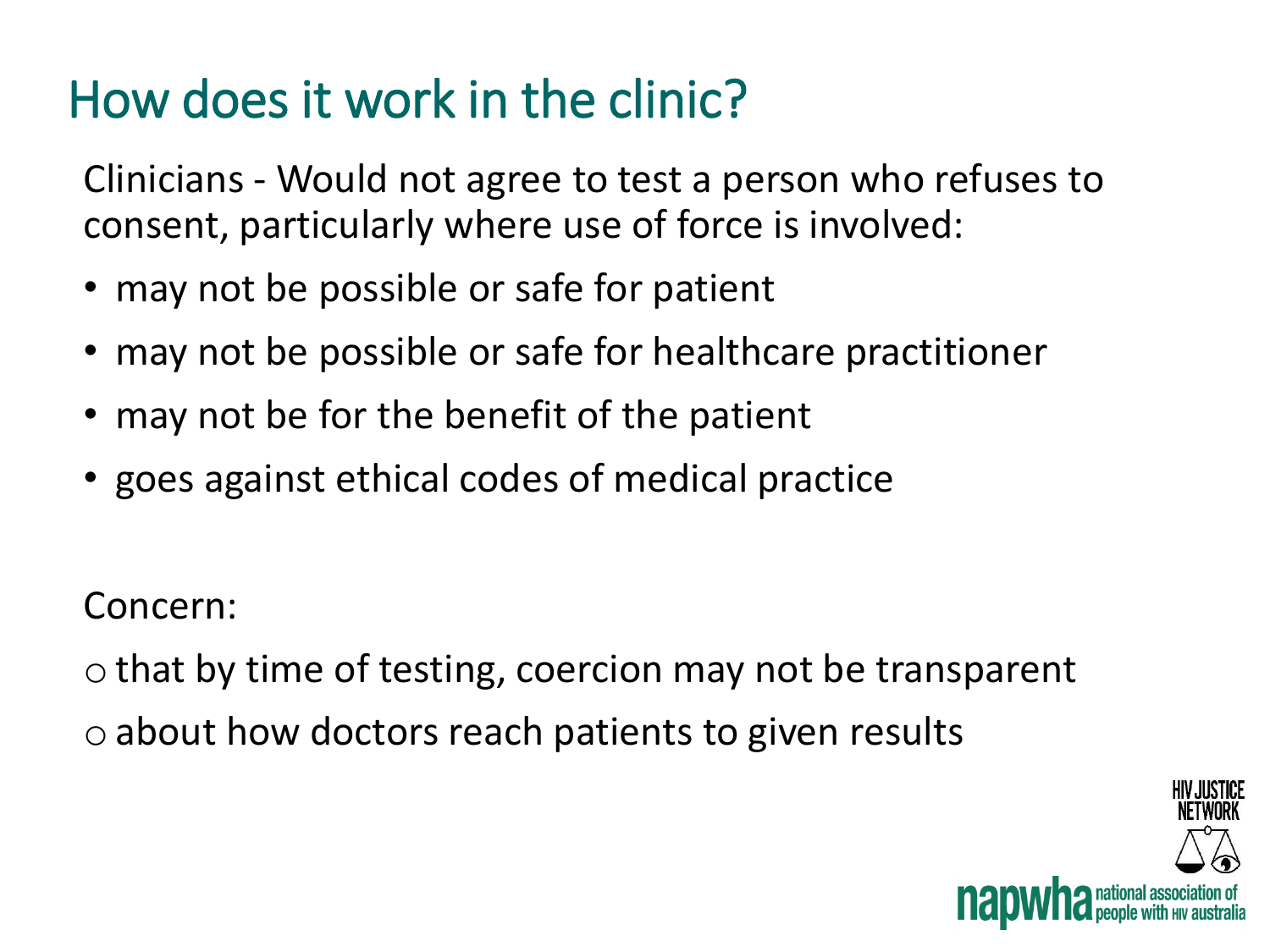# How does it work in the clinic?

Clinicians - Would not agree to test a person who refuses to consent, particularly where use of force is involved:

- may not be possible or safe for patient
- may not be possible or safe for healthcare practitioner
- may not be for the benefit of the patient
- goes against ethical codes of medical practice

Concern:

- that by time of testing, coercion may not be transparent
- about how doctors reach patients to given results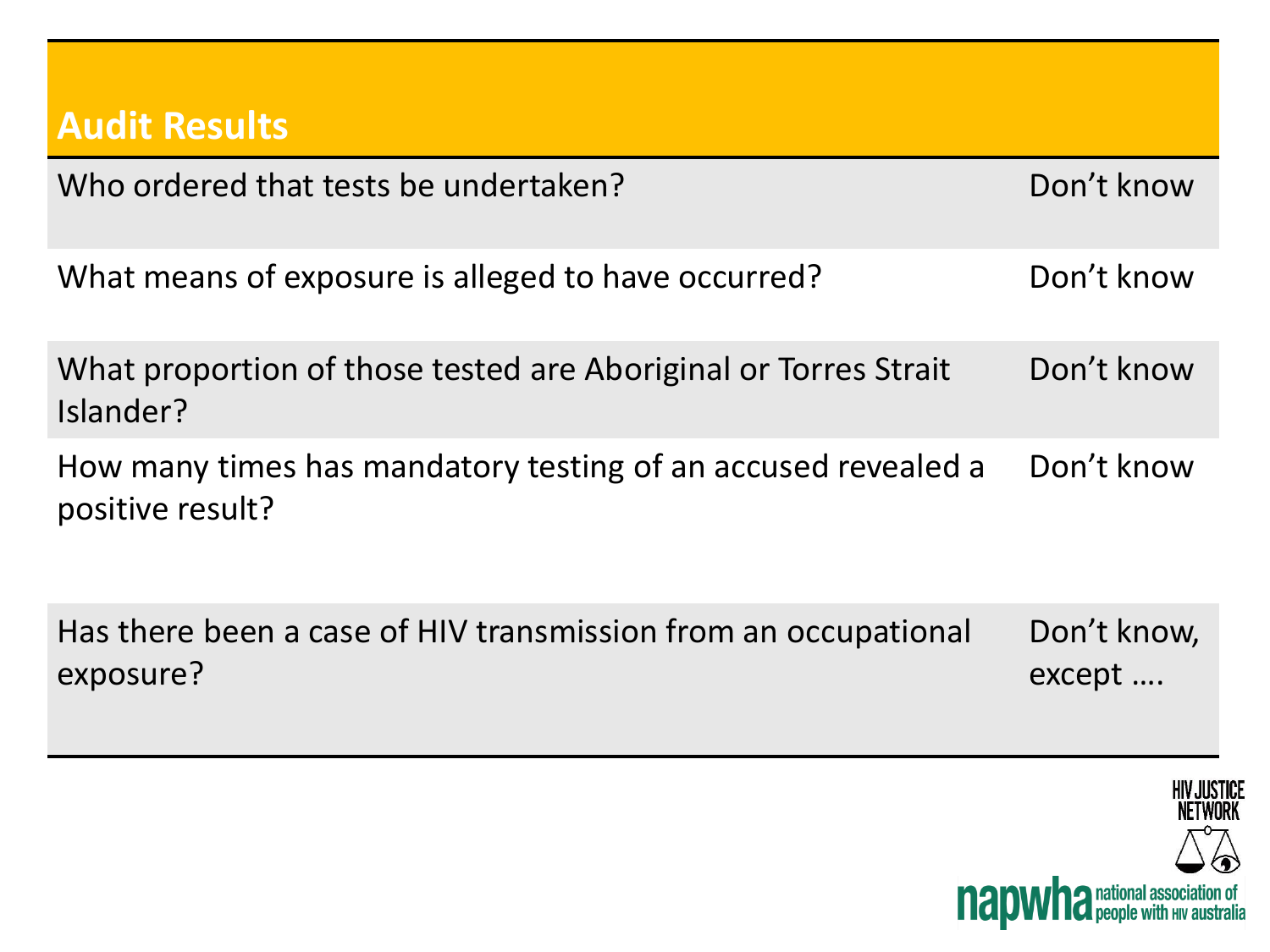## Audit Results

| Question | Answer |
|---|---|
| Who ordered that tests be undertaken? | Don't know |
| What means of exposure is alleged to have occurred? | Don't know |
| What proportion of those tested are Aboriginal or Torres Strait Islander? | Don't know |
| How many times has mandatory testing of an accused revealed a positive result? | Don't know |
| Has there been a case of HIV transmission from an occupational exposure? | Don't know, except …. |

HIV JUSTICE NETWORK

napwha national association of people with HIV australia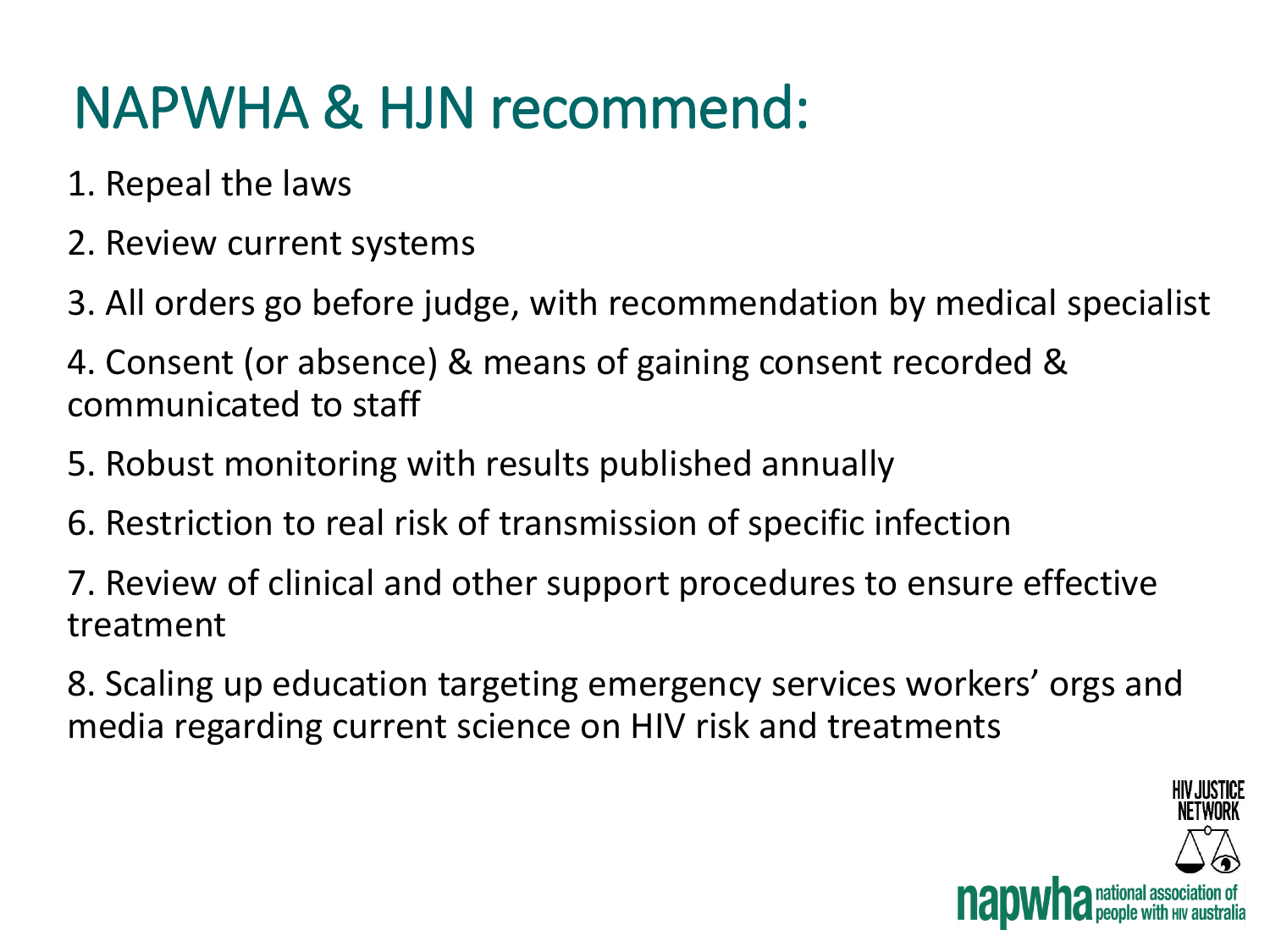# NAPWHA & HJN recommend:

1. Repeal the laws
2. Review current systems
3. All orders go before judge, with recommendation by medical specialist
4. Consent (or absence) & means of gaining consent recorded & communicated to staff
5. Robust monitoring with results published annually
6. Restriction to real risk of transmission of specific infection
7. Review of clinical and other support procedures to ensure effective treatment
8. Scaling up education targeting emergency services workers' orgs and media regarding current science on HIV risk and treatments

HIV JUSTICE NETWORK

napwha national association of people with HIV australia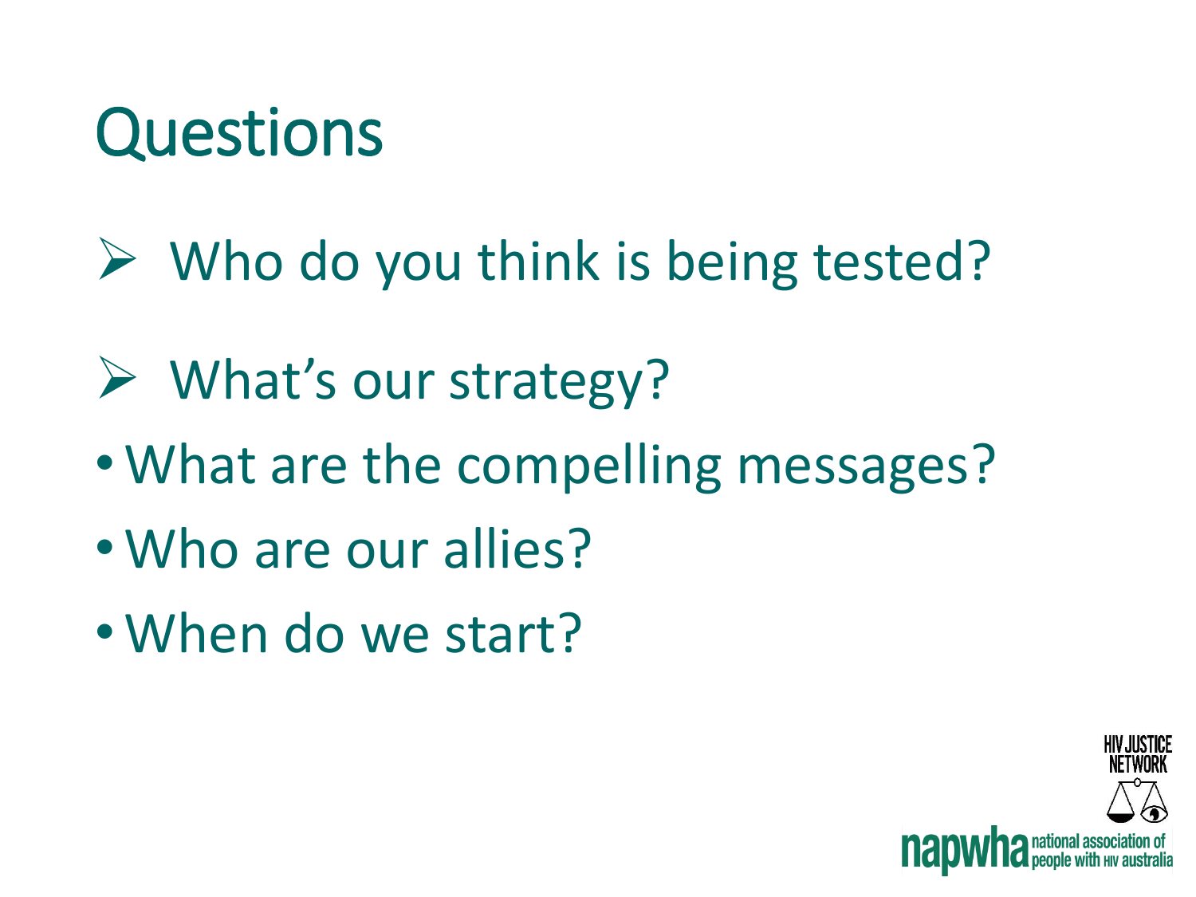# Questions

- Who do you think is being tested?
- What's our strategy?
- What are the compelling messages?
- Who are our allies?
- When do we start?

HIV JUSTICE NETWORK

napwha national association of people with HIV australia